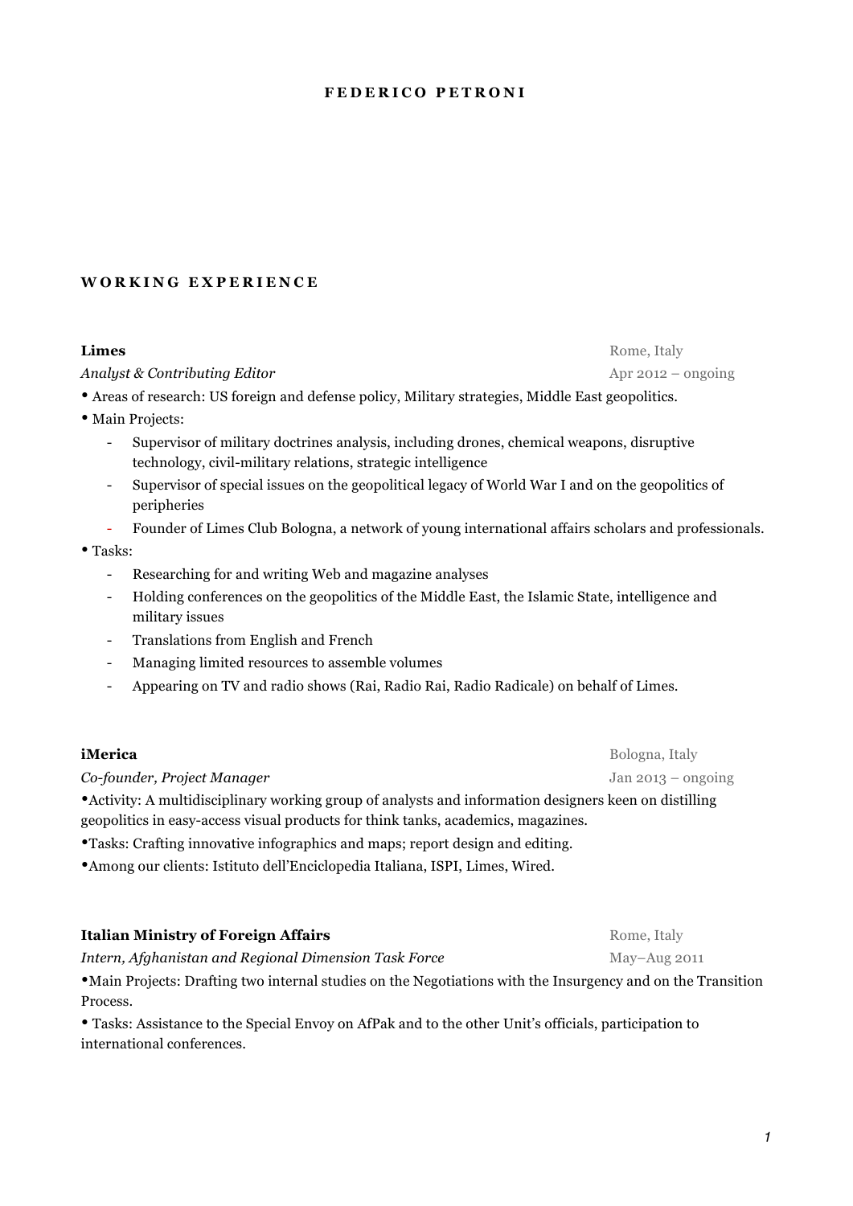# FEDERICO PETRONI

## WORKING EXPERIENCE

**Limes** — Rome, Italy

*Analyst & Contributing Editor* — Apr 2012 – ongoing

- Areas of research: US foreign and defense policy, Military strategies, Middle East geopolitics.
- Main Projects:
  - Supervisor of military doctrines analysis, including drones, chemical weapons, disruptive technology, civil-military relations, strategic intelligence
  - Supervisor of special issues on the geopolitical legacy of World War I and on the geopolitics of peripheries
  - Founder of Limes Club Bologna, a network of young international affairs scholars and professionals.
- Tasks:
  - Researching for and writing Web and magazine analyses
  - Holding conferences on the geopolitics of the Middle East, the Islamic State, intelligence and military issues
  - Translations from English and French
  - Managing limited resources to assemble volumes
  - Appearing on TV and radio shows (Rai, Radio Rai, Radio Radicale) on behalf of Limes.

**iMerica** — Bologna, Italy

*Co-founder, Project Manager* — Jan 2013 – ongoing

- Activity: A multidisciplinary working group of analysts and information designers keen on distilling geopolitics in easy-access visual products for think tanks, academics, magazines.
- Tasks: Crafting innovative infographics and maps; report design and editing.
- Among our clients: Istituto dell'Enciclopedia Italiana, ISPI, Limes, Wired.

**Italian Ministry of Foreign Affairs** — Rome, Italy

*Intern, Afghanistan and Regional Dimension Task Force* — May–Aug 2011

- Main Projects: Drafting two internal studies on the Negotiations with the Insurgency and on the Transition Process.
- Tasks: Assistance to the Special Envoy on AfPak and to the other Unit's officials, participation to international conferences.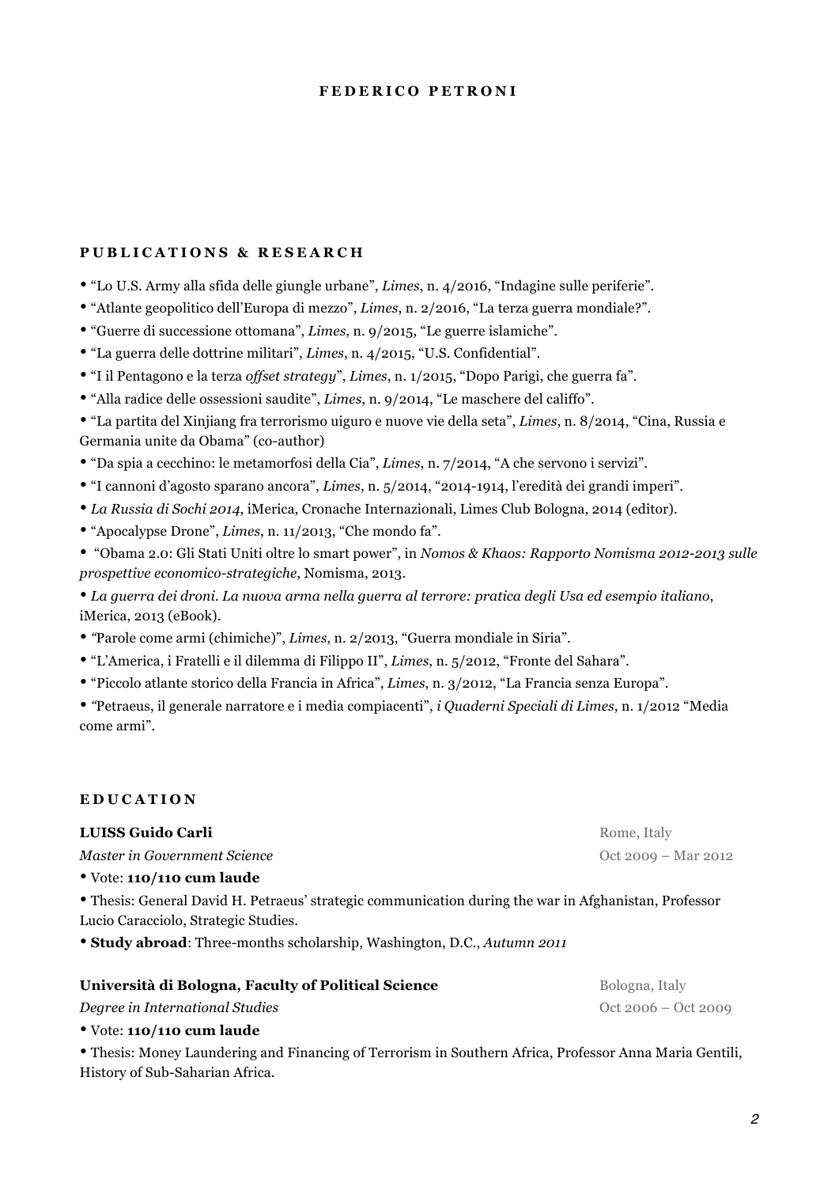**FEDERICO PETRONI**

## PUBLICATIONS & RESEARCH

- "Lo U.S. Army alla sfida delle giungle urbane", *Limes*, n. 4/2016, "Indagine sulle periferie".
- "Atlante geopolitico dell'Europa di mezzo", *Limes*, n. 2/2016, "La terza guerra mondiale?".
- "Guerre di successione ottomana", *Limes*, n. 9/2015, "Le guerre islamiche".
- "La guerra delle dottrine militari", *Limes*, n. 4/2015, "U.S. Confidential".
- "I il Pentagono e la terza *offset strategy*", *Limes*, n. 1/2015, "Dopo Parigi, che guerra fa".
- "Alla radice delle ossessioni saudite", *Limes*, n. 9/2014, "Le maschere del califfo".
- "La partita del Xinjiang fra terrorismo uiguro e nuove vie della seta", *Limes*, n. 8/2014, "Cina, Russia e Germania unite da Obama" (co-author)
- "Da spia a cecchino: le metamorfosi della Cia", *Limes*, n. 7/2014, "A che servono i servizi".
- "I cannoni d'agosto sparano ancora", *Limes*, n. 5/2014, "2014-1914, l'eredità dei grandi imperi".
- *La Russia di Sochi 2014*, iMerica, Cronache Internazionali, Limes Club Bologna, 2014 (editor).
- "Apocalypse Drone", *Limes*, n. 11/2013, "Che mondo fa".
- "Obama 2.0: Gli Stati Uniti oltre lo smart power", in *Nomos & Khaos: Rapporto Nomisma 2012-2013 sulle prospettive economico-strategiche*, Nomisma, 2013.
- *La guerra dei droni. La nuova arma nella guerra al terrore: pratica degli Usa ed esempio italiano*, iMerica, 2013 (eBook).
- "Parole come armi (chimiche)", *Limes*, n. 2/2013, "Guerra mondiale in Siria".
- "L'America, i Fratelli e il dilemma di Filippo II", *Limes*, n. 5/2012, "Fronte del Sahara".
- "Piccolo atlante storico della Francia in Africa", *Limes*, n. 3/2012, "La Francia senza Europa".
- "Petraeus, il generale narratore e i media compiacenti", *i Quaderni Speciali di Limes*, n. 1/2012 "Media come armi".

## EDUCATION

**LUISS Guido Carli** — Rome, Italy

*Master in Government Science* — Oct 2009 – Mar 2012

- Vote: **110/110 cum laude**
- Thesis: General David H. Petraeus' strategic communication during the war in Afghanistan, Professor Lucio Caracciolo, Strategic Studies.
- **Study abroad**: Three-months scholarship, Washington, D.C., *Autumn 2011*

**Università di Bologna, Faculty of Political Science** — Bologna, Italy

*Degree in International Studies* — Oct 2006 – Oct 2009

- Vote: **110/110 cum laude**
- Thesis: Money Laundering and Financing of Terrorism in Southern Africa, Professor Anna Maria Gentili, History of Sub-Saharian Africa.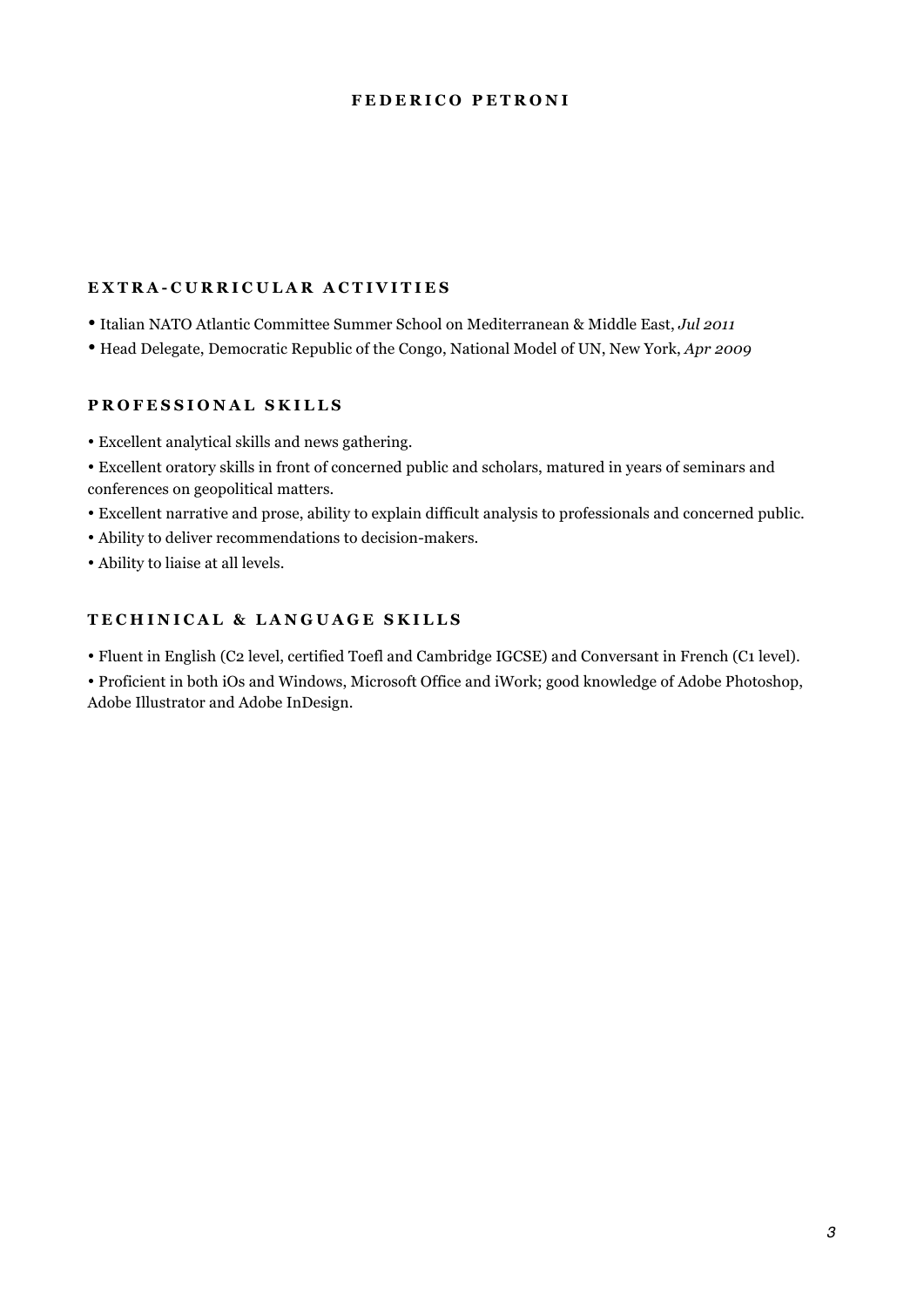## EXTRA-CURRICULAR ACTIVITIES

- Italian NATO Atlantic Committee Summer School on Mediterranean & Middle East, *Jul 2011*
- Head Delegate, Democratic Republic of the Congo, National Model of UN, New York, *Apr 2009*

## PROFESSIONAL SKILLS

- Excellent analytical skills and news gathering.
- Excellent oratory skills in front of concerned public and scholars, matured in years of seminars and conferences on geopolitical matters.
- Excellent narrative and prose, ability to explain difficult analysis to professionals and concerned public.
- Ability to deliver recommendations to decision-makers.
- Ability to liaise at all levels.

## TECHINICAL & LANGUAGE SKILLS

- Fluent in English (C2 level, certified Toefl and Cambridge IGCSE) and Conversant in French (C1 level).
- Proficient in both iOs and Windows, Microsoft Office and iWork; good knowledge of Adobe Photoshop, Adobe Illustrator and Adobe InDesign.